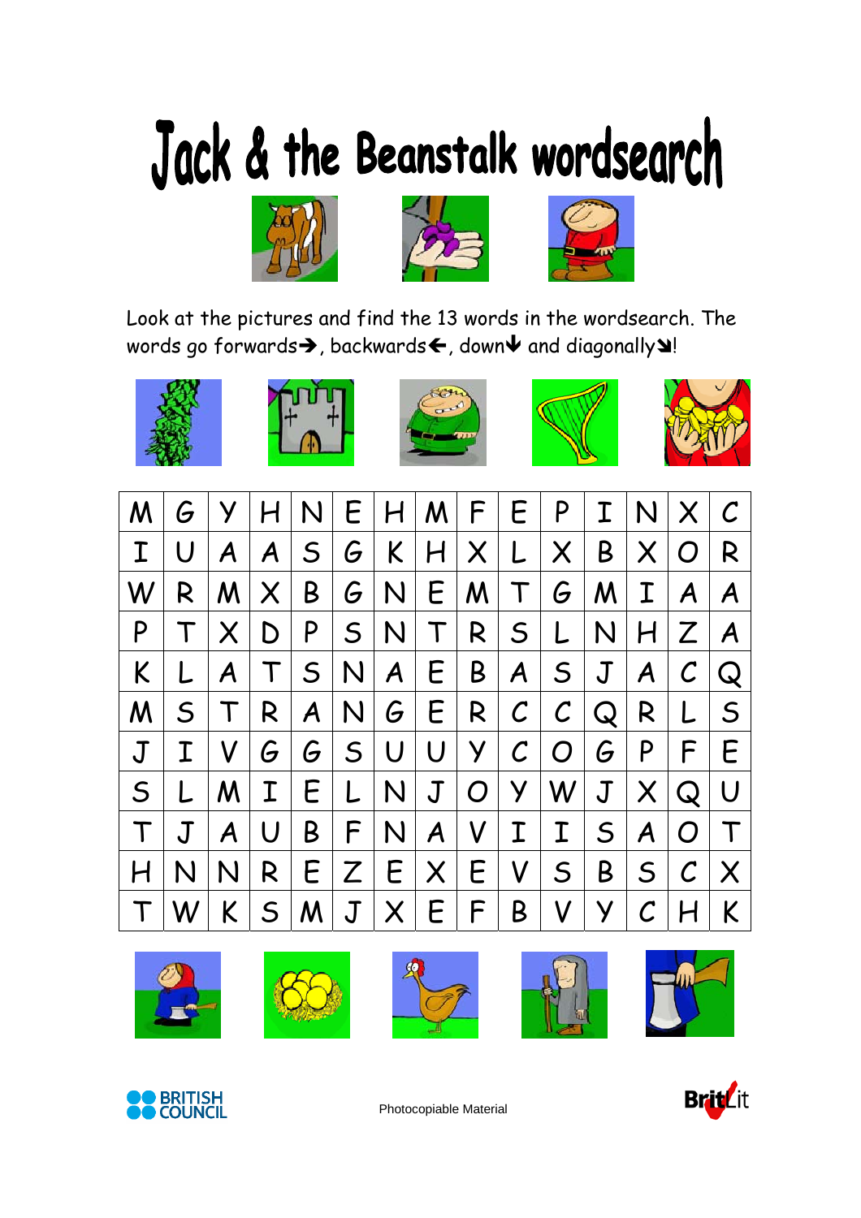# Jack & the Beanstalk wordsearch

Look at the pictures and find the 13 words in the wordsearch. The words go forwards➔, backwards🡐, down🡓 and diagonally🡖!

| | | | | | | | | | | | | | | |
|---|---|---|---|---|---|---|---|---|---|---|---|---|---|---|
| M | G | Y | H | N | E | H | M | F | E | P | I | N | X | C |
| I | U | A | A | S | G | K | H | X | L | X | B | X | O | R |
| W | R | M | X | B | G | N | E | M | T | G | M | I | A | A |
| P | T | X | D | P | S | N | T | R | S | L | N | H | Z | A |
| K | L | A | T | S | N | A | E | B | A | S | J | A | C | Q |
| M | S | T | R | A | N | G | E | R | C | C | Q | R | L | S |
| J | I | V | G | G | S | U | U | Y | C | O | G | P | F | E |
| S | L | M | I | E | L | N | J | O | Y | W | J | X | Q | U |
| T | J | A | U | B | F | N | A | V | I | I | S | A | O | T |
| H | N | N | R | E | Z | E | X | E | V | S | B | S | C | X |
| T | W | K | S | M | J | X | E | F | B | V | Y | C | H | K |

Photocopiable Material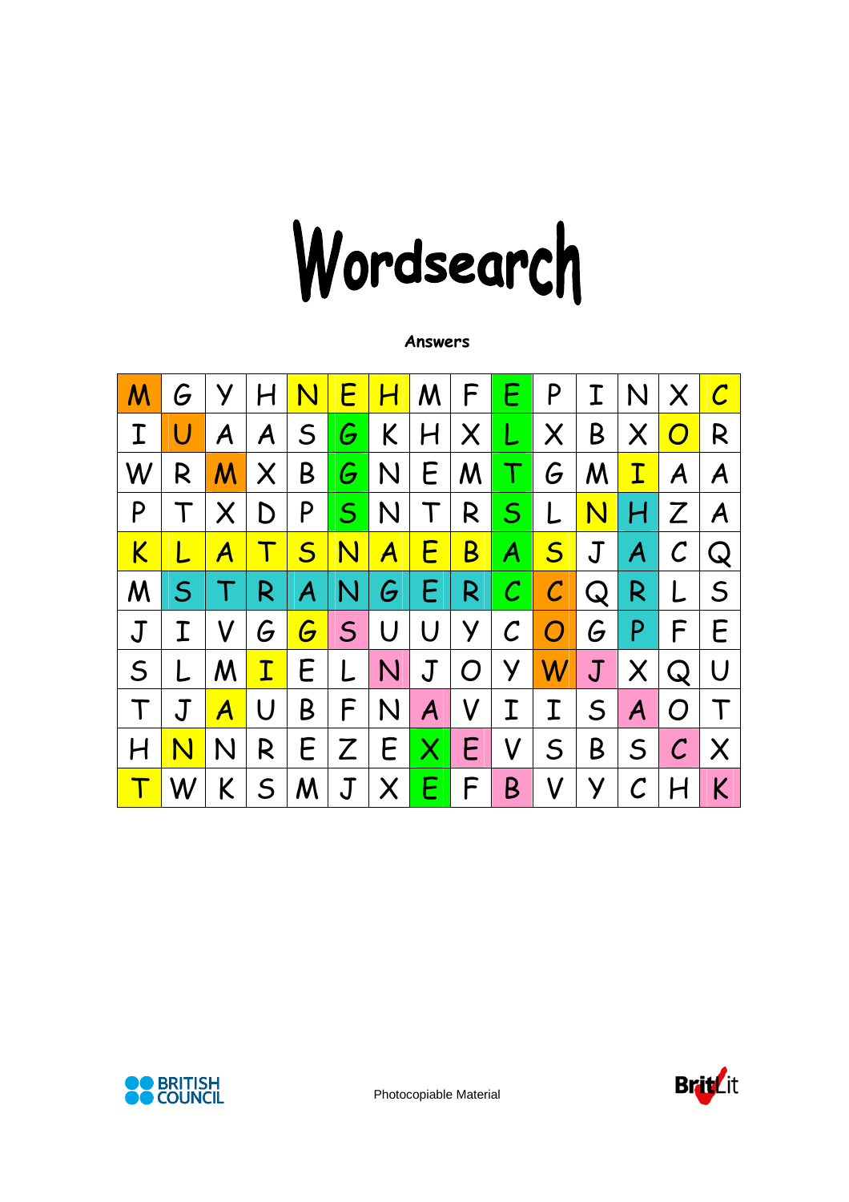# Wordsearch

**Answers**

| | | | | | | | | | | | | | | |
|---|---|---|---|---|---|---|---|---|---|---|---|---|---|---|
| M | G | Y | H | N | E | H | M | F | E | P | I | N | X | C |
| I | U | A | A | S | G | K | H | X | L | X | B | X | O | R |
| W | R | M | X | B | G | N | E | M | T | G | M | I | A | A |
| P | T | X | D | P | S | N | T | R | S | L | N | H | Z | A |
| K | L | A | T | S | N | A | E | B | A | S | J | A | C | Q |
| M | S | T | R | A | N | G | E | R | C | C | Q | R | L | S |
| J | I | V | G | G | S | U | U | Y | C | O | G | P | F | E |
| S | L | M | I | E | L | N | J | O | Y | W | J | X | Q | U |
| T | J | A | U | B | F | N | A | V | I | I | S | A | O | T |
| H | N | N | R | E | Z | E | X | E | V | S | B | S | C | X |
| T | W | K | S | M | J | X | E | F | B | V | Y | C | H | K |

Photocopiable Material